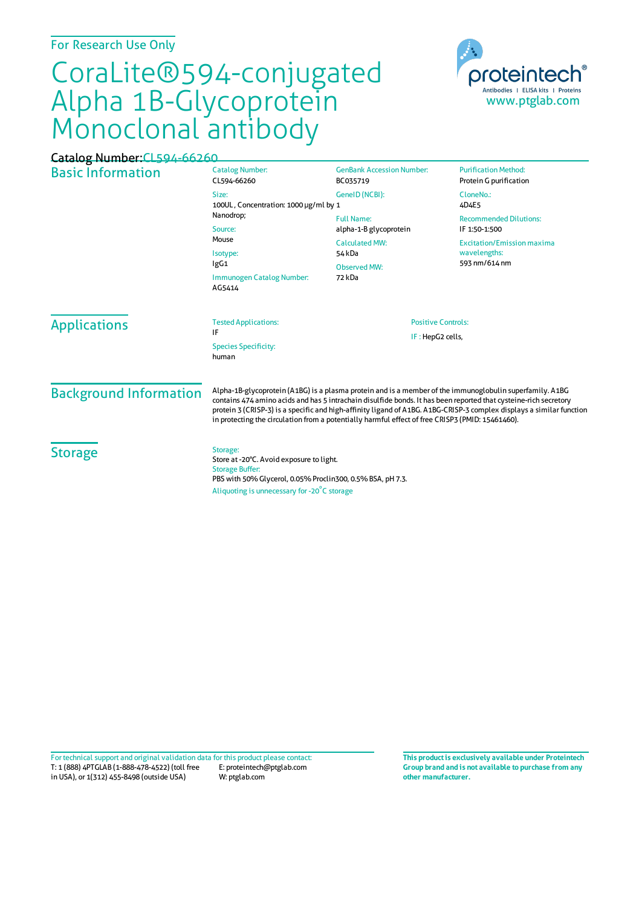For Research Use Only

# CoraLite®594-conjugated Alpha 1B-Glycoprotein Monoclonal antibody

proteintech®
Antibodies | ELISA kits | Proteins
www.ptglab.com

Catalog Number: CL594-66260

## Basic Information

Catalog Number:
CL594-66260

Size:
100UL , Concentration: 1000 μg/ml by Nanodrop;

Source:
Mouse

Isotype:
IgG1

Immunogen Catalog Number:
AG5414

GenBank Accession Number:
BC035719

GeneID (NCBI):
1

Full Name:
alpha-1-B glycoprotein

Calculated MW:
54 kDa

Observed MW:
72 kDa

Purification Method:
Protein G purification

CloneNo.:
4D4E5

Recommended Dilutions:
IF 1:50-1:500

Excitation/Emission maxima wavelengths:
593 nm/614 nm

## Applications

Tested Applications:
IF

Species Specificity:
human

Positive Controls:
IF : HepG2 cells,

## Background Information

Alpha-1B-glycoprotein (A1BG) is a plasma protein and is a member of the immunoglobulin superfamily. A1BG contains 474 amino acids and has 5 intrachain disulfide bonds. It has been reported that cysteine-rich secretory protein 3 (CRISP-3) is a specific and high-affinity ligand of A1BG. A1BG-CRISP-3 complex displays a similar function in protecting the circulation from a potentially harmful effect of free CRISP3 (PMID: 15461460).

## Storage

Storage:
Store at -20°C. Avoid exposure to light.

Storage Buffer:
PBS with 50% Glycerol, 0.05% Proclin300, 0.5% BSA, pH 7.3.

Aliquoting is unnecessary for -20°C storage

For technical support and original validation data for this product please contact:
T: 1 (888) 4PTGLAB (1-888-478-4522) (toll free in USA), or 1(312) 455-8498 (outside USA)
E: proteintech@ptglab.com
W: ptglab.com

**This product is exclusively available under Proteintech Group brand and is not available to purchase from any other manufacturer.**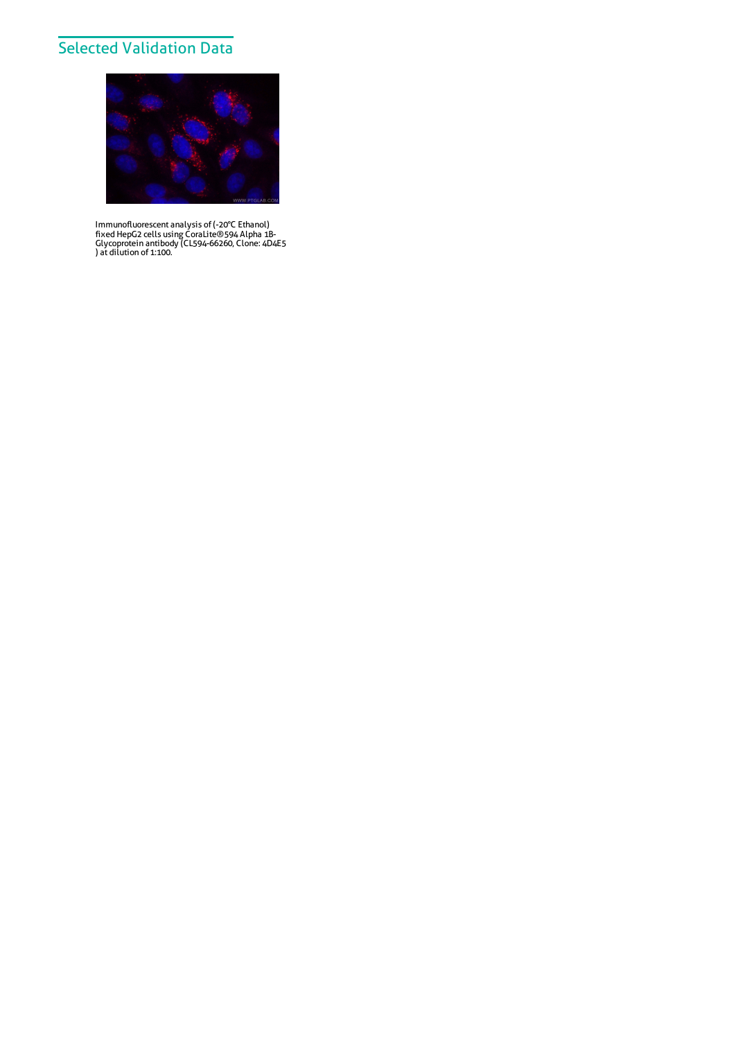## Selected Validation Data

Immunofluorescent analysis of (-20°C Ethanol) fixed HepG2 cells using CoraLite®594 Alpha 1B-Glycoprotein antibody (CL594-66260, Clone: 4D4E5 ) at dilution of 1:100.